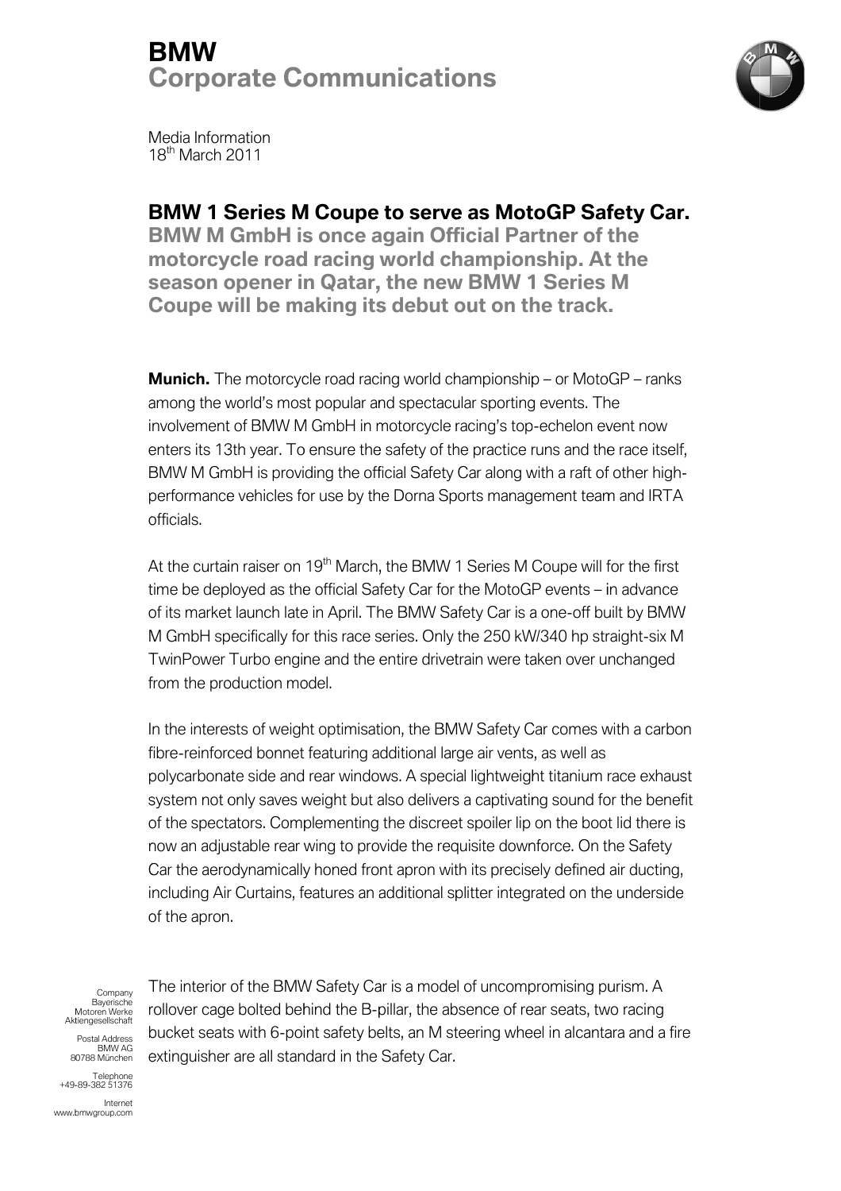# BMW
## Corporate Communications

Media Information
18th March 2011

### BMW 1 Series M Coupe to serve as MotoGP Safety Car.

**BMW M GmbH is once again Official Partner of the motorcycle road racing world championship. At the season opener in Qatar, the new BMW 1 Series M Coupe will be making its debut out on the track.**

**Munich.** The motorcycle road racing world championship – or MotoGP – ranks among the world's most popular and spectacular sporting events. The involvement of BMW M GmbH in motorcycle racing's top-echelon event now enters its 13th year. To ensure the safety of the practice runs and the race itself, BMW M GmbH is providing the official Safety Car along with a raft of other high-performance vehicles for use by the Dorna Sports management team and IRTA officials.

At the curtain raiser on 19th March, the BMW 1 Series M Coupe will for the first time be deployed as the official Safety Car for the MotoGP events – in advance of its market launch late in April. The BMW Safety Car is a one-off built by BMW M GmbH specifically for this race series. Only the 250 kW/340 hp straight-six M TwinPower Turbo engine and the entire drivetrain were taken over unchanged from the production model.

In the interests of weight optimisation, the BMW Safety Car comes with a carbon fibre-reinforced bonnet featuring additional large air vents, as well as polycarbonate side and rear windows. A special lightweight titanium race exhaust system not only saves weight but also delivers a captivating sound for the benefit of the spectators. Complementing the discreet spoiler lip on the boot lid there is now an adjustable rear wing to provide the requisite downforce. On the Safety Car the aerodynamically honed front apron with its precisely defined air ducting, including Air Curtains, features an additional splitter integrated on the underside of the apron.

The interior of the BMW Safety Car is a model of uncompromising purism. A rollover cage bolted behind the B-pillar, the absence of rear seats, two racing bucket seats with 6-point safety belts, an M steering wheel in alcantara and a fire extinguisher are all standard in the Safety Car.

Company
Bayerische
Motoren Werke
Aktiengesellschaft

Postal Address
BMW AG
80788 München

Telephone
+49-89-382 51376

Internet
www.bmwgroup.com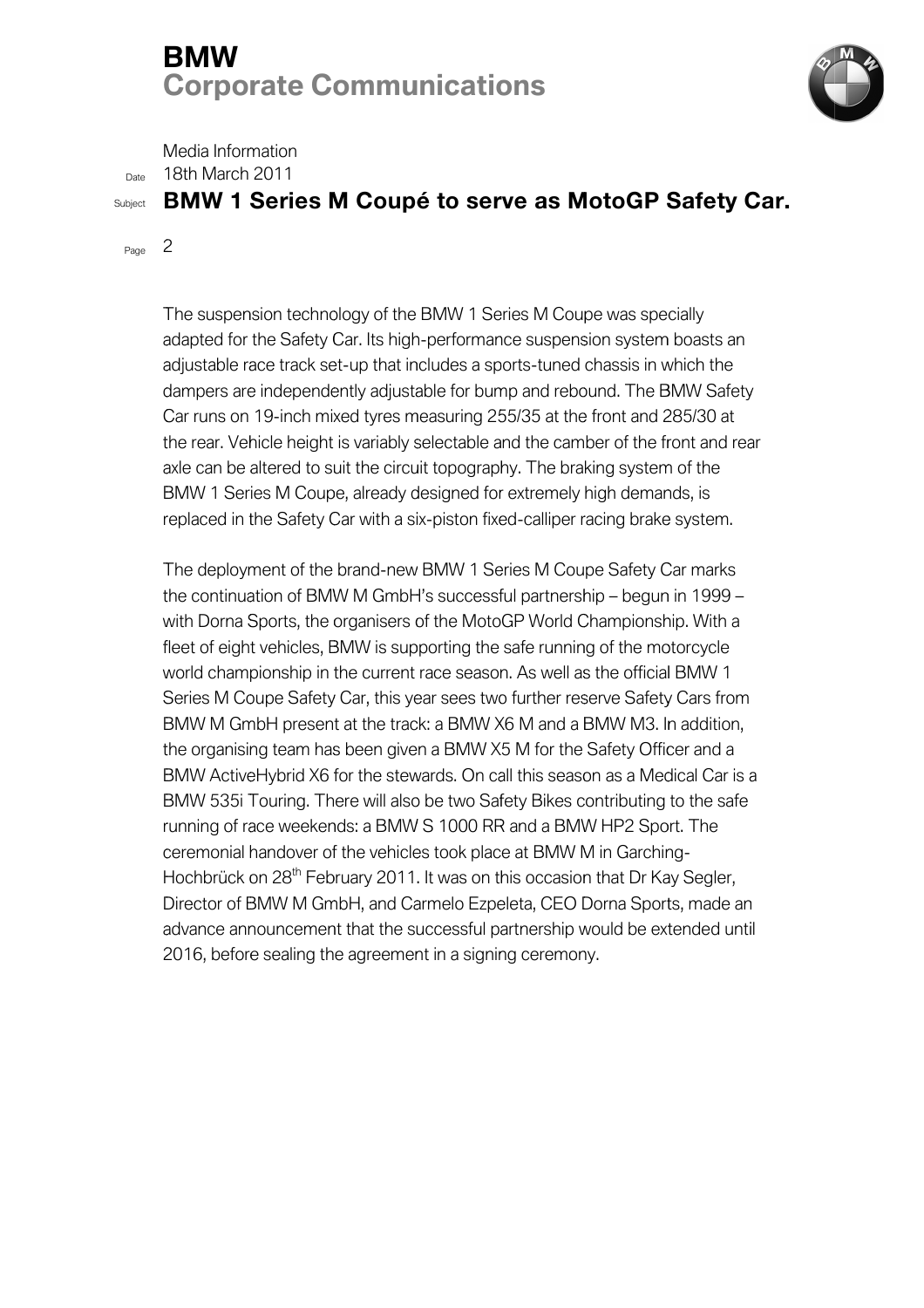The suspension technology of the BMW 1 Series M Coupe was specially adapted for the Safety Car. Its high-performance suspension system boasts an adjustable race track set-up that includes a sports-tuned chassis in which the dampers are independently adjustable for bump and rebound. The BMW Safety Car runs on 19-inch mixed tyres measuring 255/35 at the front and 285/30 at the rear. Vehicle height is variably selectable and the camber of the front and rear axle can be altered to suit the circuit topography. The braking system of the BMW 1 Series M Coupe, already designed for extremely high demands, is replaced in the Safety Car with a six-piston fixed-calliper racing brake system.

The deployment of the brand-new BMW 1 Series M Coupe Safety Car marks the continuation of BMW M GmbH's successful partnership – begun in 1999 – with Dorna Sports, the organisers of the MotoGP World Championship. With a fleet of eight vehicles, BMW is supporting the safe running of the motorcycle world championship in the current race season. As well as the official BMW 1 Series M Coupe Safety Car, this year sees two further reserve Safety Cars from BMW M GmbH present at the track: a BMW X6 M and a BMW M3. In addition, the organising team has been given a BMW X5 M for the Safety Officer and a BMW ActiveHybrid X6 for the stewards. On call this season as a Medical Car is a BMW 535i Touring. There will also be two Safety Bikes contributing to the safe running of race weekends: a BMW S 1000 RR and a BMW HP2 Sport. The ceremonial handover of the vehicles took place at BMW M in Garching-Hochbrück on 28th February 2011. It was on this occasion that Dr Kay Segler, Director of BMW M GmbH, and Carmelo Ezpeleta, CEO Dorna Sports, made an advance announcement that the successful partnership would be extended until 2016, before sealing the agreement in a signing ceremony.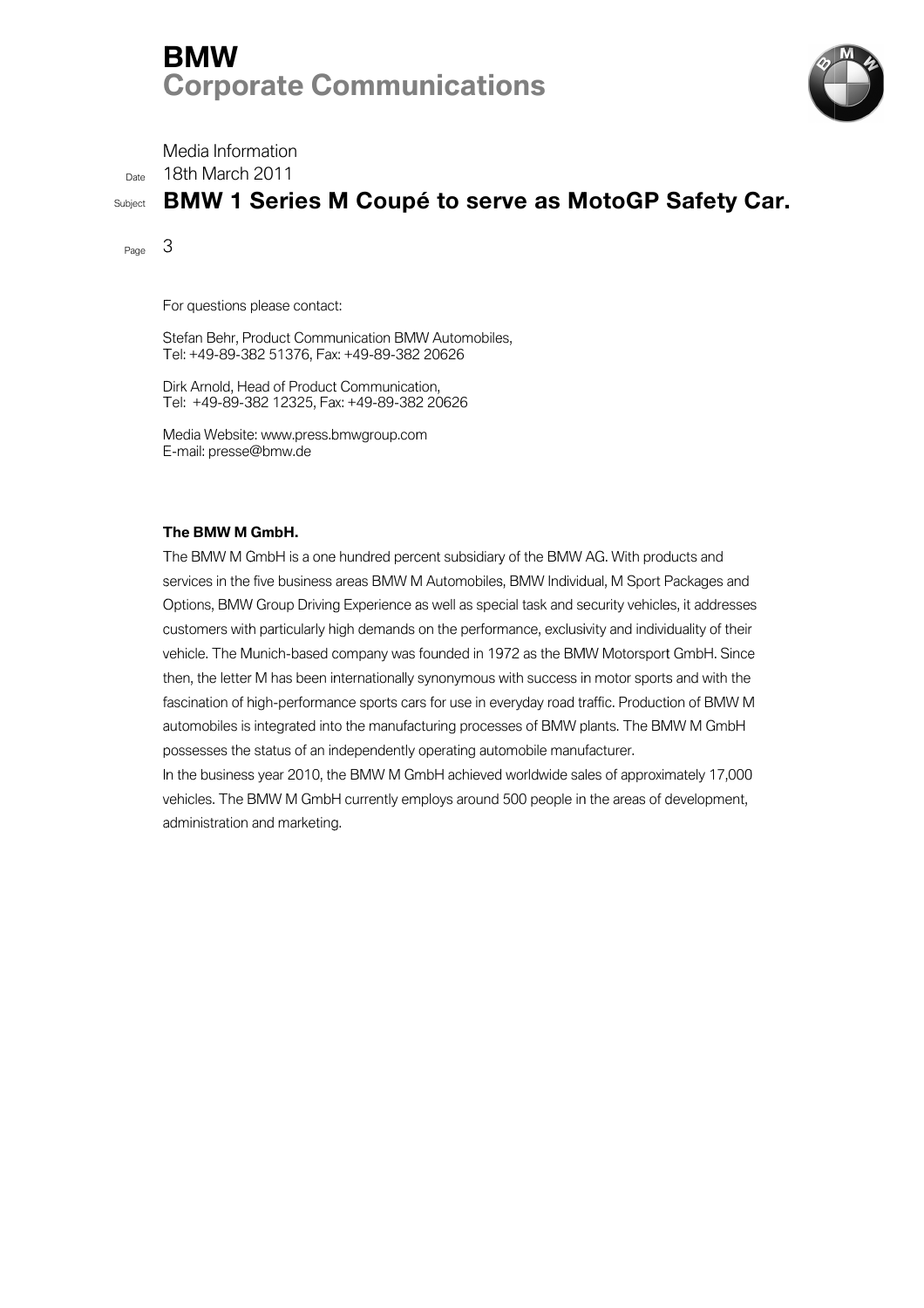For questions please contact:

Stefan Behr, Product Communication BMW Automobiles,
Tel: +49-89-382 51376, Fax: +49-89-382 20626

Dirk Arnold, Head of Product Communication,
Tel: +49-89-382 12325, Fax: +49-89-382 20626

Media Website: www.press.bmwgroup.com
E-mail: presse@bmw.de

**The BMW M GmbH.**

The BMW M GmbH is a one hundred percent subsidiary of the BMW AG. With products and services in the five business areas BMW M Automobiles, BMW Individual, M Sport Packages and Options, BMW Group Driving Experience as well as special task and security vehicles, it addresses customers with particularly high demands on the performance, exclusivity and individuality of their vehicle. The Munich-based company was founded in 1972 as the BMW Motorsport GmbH. Since then, the letter M has been internationally synonymous with success in motor sports and with the fascination of high-performance sports cars for use in everyday road traffic. Production of BMW M automobiles is integrated into the manufacturing processes of BMW plants. The BMW M GmbH possesses the status of an independently operating automobile manufacturer.

In the business year 2010, the BMW M GmbH achieved worldwide sales of approximately 17,000 vehicles. The BMW M GmbH currently employs around 500 people in the areas of development, administration and marketing.